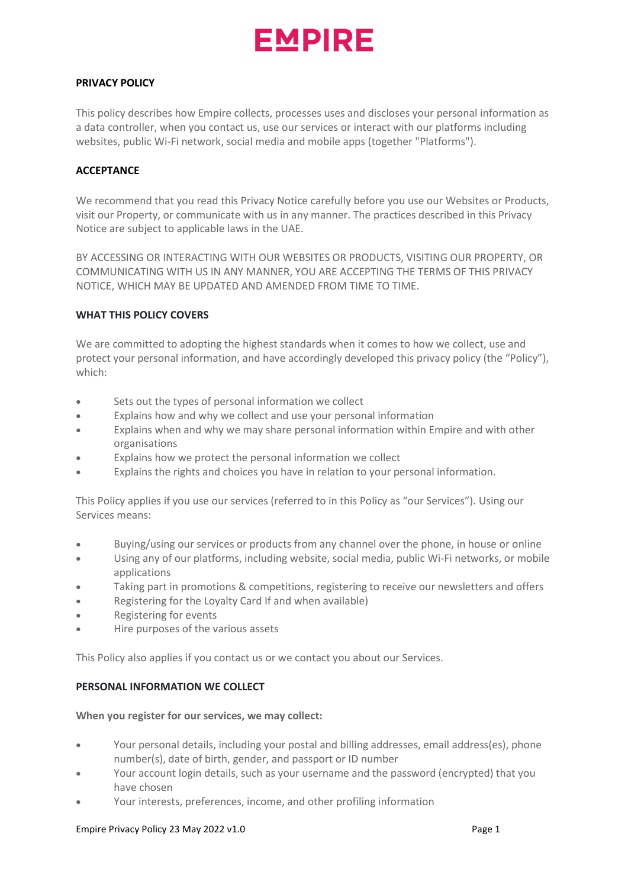# EMPIRE

**PRIVACY POLICY**

This policy describes how Empire collects, processes uses and discloses your personal information as a data controller, when you contact us, use our services or interact with our platforms including websites, public Wi-Fi network, social media and mobile apps (together "Platforms").

**ACCEPTANCE**

We recommend that you read this Privacy Notice carefully before you use our Websites or Products, visit our Property, or communicate with us in any manner. The practices described in this Privacy Notice are subject to applicable laws in the UAE.

BY ACCESSING OR INTERACTING WITH OUR WEBSITES OR PRODUCTS, VISITING OUR PROPERTY, OR COMMUNICATING WITH US IN ANY MANNER, YOU ARE ACCEPTING THE TERMS OF THIS PRIVACY NOTICE, WHICH MAY BE UPDATED AND AMENDED FROM TIME TO TIME.

**WHAT THIS POLICY COVERS**

We are committed to adopting the highest standards when it comes to how we collect, use and protect your personal information, and have accordingly developed this privacy policy (the "Policy"), which:

- Sets out the types of personal information we collect
- Explains how and why we collect and use your personal information
- Explains when and why we may share personal information within Empire and with other organisations
- Explains how we protect the personal information we collect
- Explains the rights and choices you have in relation to your personal information.

This Policy applies if you use our services (referred to in this Policy as "our Services"). Using our Services means:

- Buying/using our services or products from any channel over the phone, in house or online
- Using any of our platforms, including website, social media, public Wi-Fi networks, or mobile applications
- Taking part in promotions & competitions, registering to receive our newsletters and offers
- Registering for the Loyalty Card If and when available)
- Registering for events
- Hire purposes of the various assets

This Policy also applies if you contact us or we contact you about our Services.

**PERSONAL INFORMATION WE COLLECT**

**When you register for our services, we may collect:**

- Your personal details, including your postal and billing addresses, email address(es), phone number(s), date of birth, gender, and passport or ID number
- Your account login details, such as your username and the password (encrypted) that you have chosen
- Your interests, preferences, income, and other profiling information

Empire Privacy Policy 23 May 2022 v1.0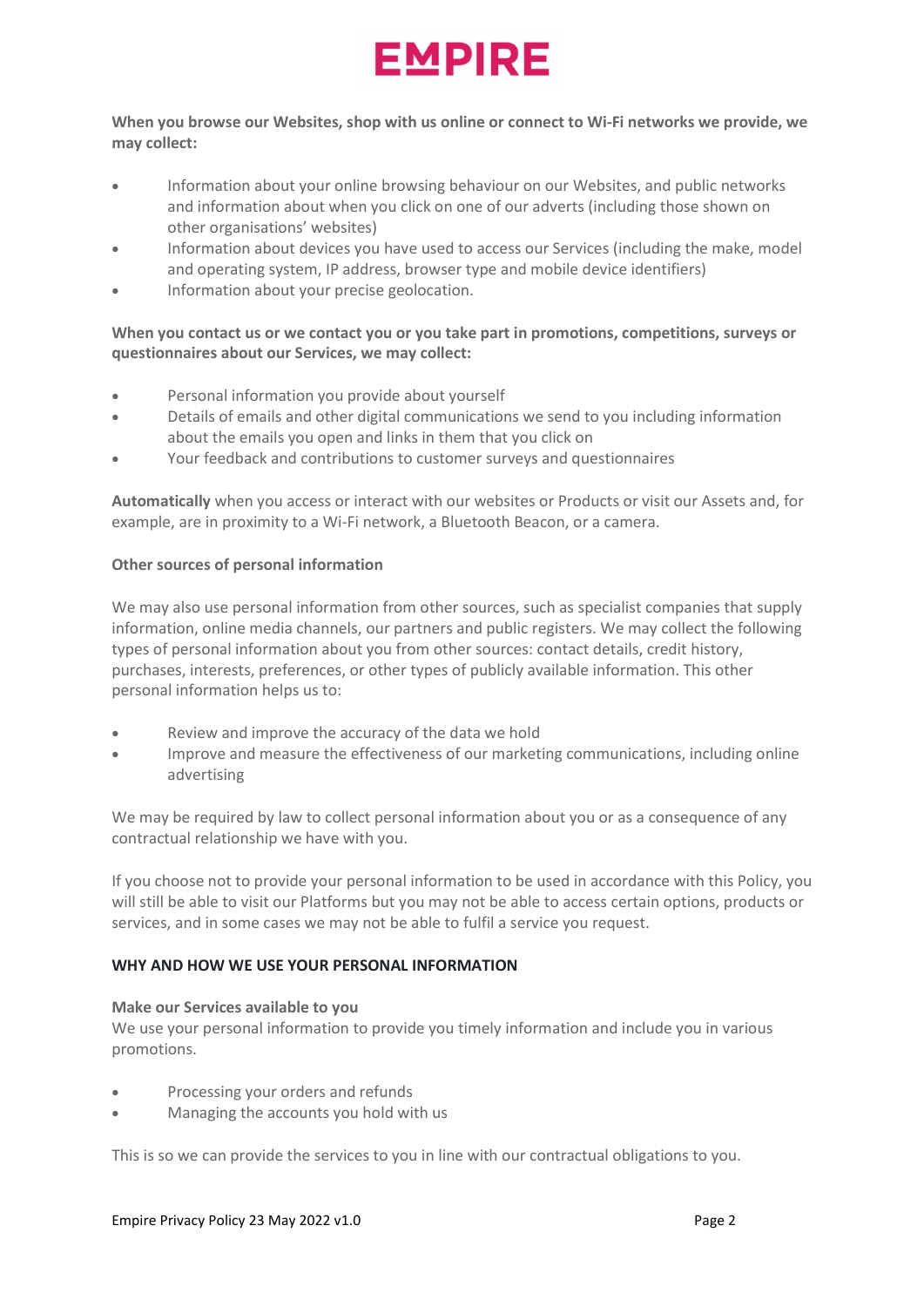**When you browse our Websites, shop with us online or connect to Wi-Fi networks we provide, we may collect:**

- Information about your online browsing behaviour on our Websites, and public networks and information about when you click on one of our adverts (including those shown on other organisations' websites)
- Information about devices you have used to access our Services (including the make, model and operating system, IP address, browser type and mobile device identifiers)
- Information about your precise geolocation.

**When you contact us or we contact you or you take part in promotions, competitions, surveys or questionnaires about our Services, we may collect:**

- Personal information you provide about yourself
- Details of emails and other digital communications we send to you including information about the emails you open and links in them that you click on
- Your feedback and contributions to customer surveys and questionnaires

**Automatically** when you access or interact with our websites or Products or visit our Assets and, for example, are in proximity to a Wi-Fi network, a Bluetooth Beacon, or a camera.

**Other sources of personal information**

We may also use personal information from other sources, such as specialist companies that supply information, online media channels, our partners and public registers. We may collect the following types of personal information about you from other sources: contact details, credit history, purchases, interests, preferences, or other types of publicly available information. This other personal information helps us to:

- Review and improve the accuracy of the data we hold
- Improve and measure the effectiveness of our marketing communications, including online advertising

We may be required by law to collect personal information about you or as a consequence of any contractual relationship we have with you.

If you choose not to provide your personal information to be used in accordance with this Policy, you will still be able to visit our Platforms but you may not be able to access certain options, products or services, and in some cases we may not be able to fulfil a service you request.

## WHY AND HOW WE USE YOUR PERSONAL INFORMATION

**Make our Services available to you**
We use your personal information to provide you timely information and include you in various promotions.

- Processing your orders and refunds
- Managing the accounts you hold with us

This is so we can provide the services to you in line with our contractual obligations to you.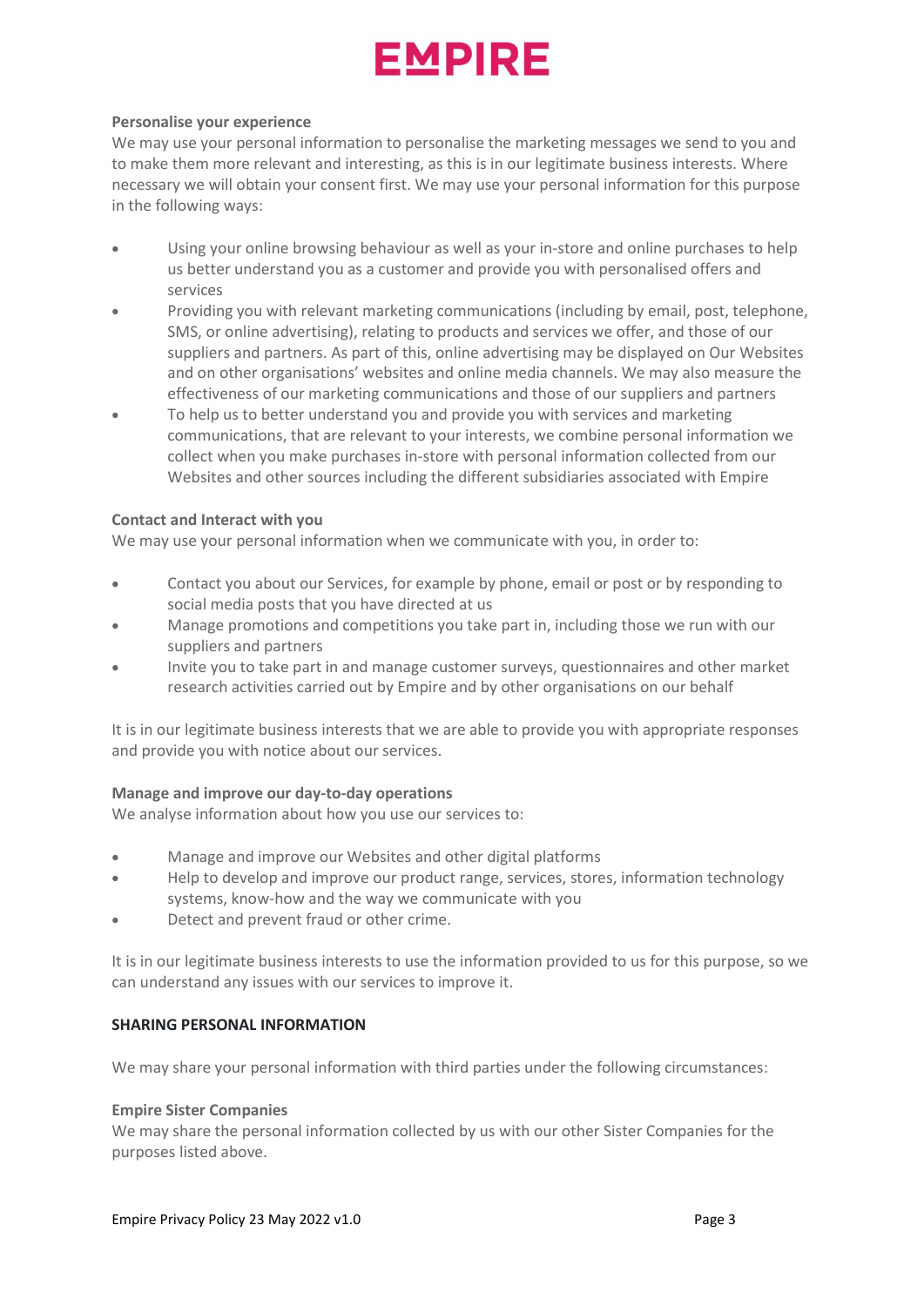**Personalise your experience**

We may use your personal information to personalise the marketing messages we send to you and to make them more relevant and interesting, as this is in our legitimate business interests. Where necessary we will obtain your consent first. We may use your personal information for this purpose in the following ways:

- Using your online browsing behaviour as well as your in-store and online purchases to help us better understand you as a customer and provide you with personalised offers and services
- Providing you with relevant marketing communications (including by email, post, telephone, SMS, or online advertising), relating to products and services we offer, and those of our suppliers and partners. As part of this, online advertising may be displayed on Our Websites and on other organisations' websites and online media channels. We may also measure the effectiveness of our marketing communications and those of our suppliers and partners
- To help us to better understand you and provide you with services and marketing communications, that are relevant to your interests, we combine personal information we collect when you make purchases in-store with personal information collected from our Websites and other sources including the different subsidiaries associated with Empire

**Contact and Interact with you**

We may use your personal information when we communicate with you, in order to:

- Contact you about our Services, for example by phone, email or post or by responding to social media posts that you have directed at us
- Manage promotions and competitions you take part in, including those we run with our suppliers and partners
- Invite you to take part in and manage customer surveys, questionnaires and other market research activities carried out by Empire and by other organisations on our behalf

It is in our legitimate business interests that we are able to provide you with appropriate responses and provide you with notice about our services.

**Manage and improve our day-to-day operations**

We analyse information about how you use our services to:

- Manage and improve our Websites and other digital platforms
- Help to develop and improve our product range, services, stores, information technology systems, know-how and the way we communicate with you
- Detect and prevent fraud or other crime.

It is in our legitimate business interests to use the information provided to us for this purpose, so we can understand any issues with our services to improve it.

## SHARING PERSONAL INFORMATION

We may share your personal information with third parties under the following circumstances:

**Empire Sister Companies**

We may share the personal information collected by us with our other Sister Companies for the purposes listed above.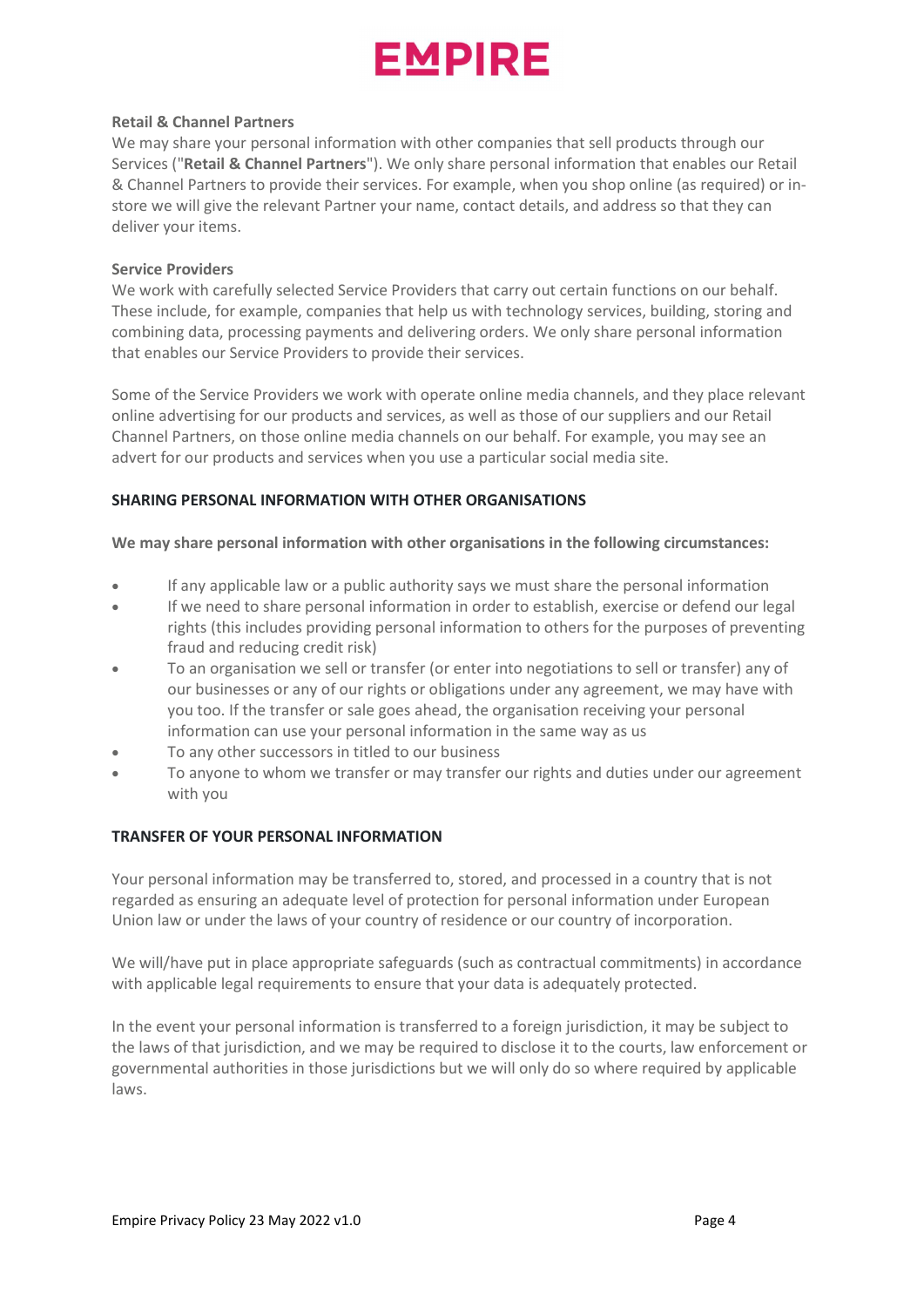### Retail & Channel Partners

We may share your personal information with other companies that sell products through our Services ("**Retail & Channel Partners**"). We only share personal information that enables our Retail & Channel Partners to provide their services. For example, when you shop online (as required) or in-store we will give the relevant Partner your name, contact details, and address so that they can deliver your items.

### Service Providers

We work with carefully selected Service Providers that carry out certain functions on our behalf. These include, for example, companies that help us with technology services, building, storing and combining data, processing payments and delivering orders. We only share personal information that enables our Service Providers to provide their services.

Some of the Service Providers we work with operate online media channels, and they place relevant online advertising for our products and services, as well as those of our suppliers and our Retail Channel Partners, on those online media channels on our behalf. For example, you may see an advert for our products and services when you use a particular social media site.

## SHARING PERSONAL INFORMATION WITH OTHER ORGANISATIONS

**We may share personal information with other organisations in the following circumstances:**

- If any applicable law or a public authority says we must share the personal information
- If we need to share personal information in order to establish, exercise or defend our legal rights (this includes providing personal information to others for the purposes of preventing fraud and reducing credit risk)
- To an organisation we sell or transfer (or enter into negotiations to sell or transfer) any of our businesses or any of our rights or obligations under any agreement, we may have with you too. If the transfer or sale goes ahead, the organisation receiving your personal information can use your personal information in the same way as us
- To any other successors in titled to our business
- To anyone to whom we transfer or may transfer our rights and duties under our agreement with you

## TRANSFER OF YOUR PERSONAL INFORMATION

Your personal information may be transferred to, stored, and processed in a country that is not regarded as ensuring an adequate level of protection for personal information under European Union law or under the laws of your country of residence or our country of incorporation.

We will/have put in place appropriate safeguards (such as contractual commitments) in accordance with applicable legal requirements to ensure that your data is adequately protected.

In the event your personal information is transferred to a foreign jurisdiction, it may be subject to the laws of that jurisdiction, and we may be required to disclose it to the courts, law enforcement or governmental authorities in those jurisdictions but we will only do so where required by applicable laws.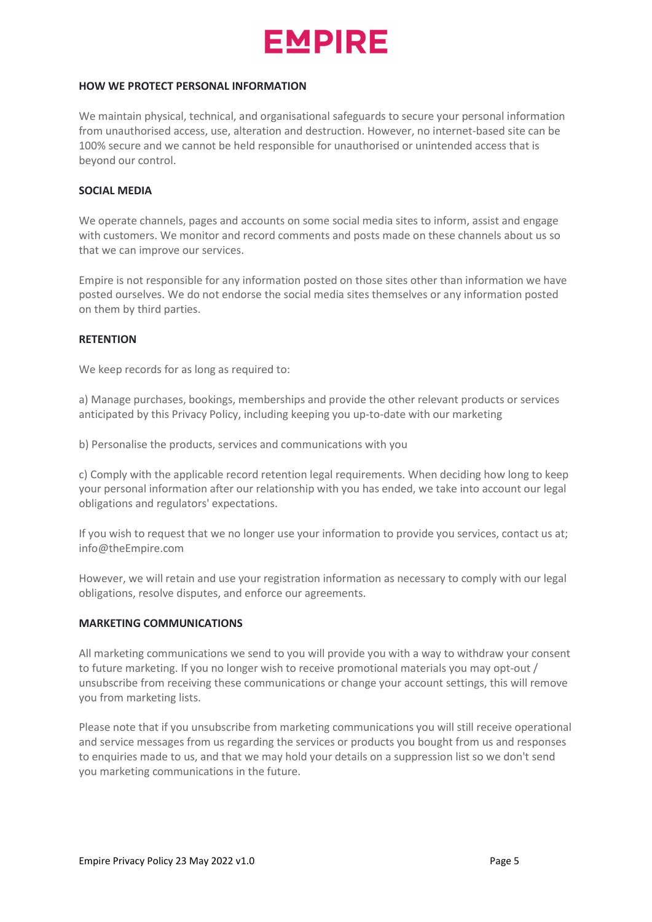## HOW WE PROTECT PERSONAL INFORMATION

We maintain physical, technical, and organisational safeguards to secure your personal information from unauthorised access, use, alteration and destruction. However, no internet-based site can be 100% secure and we cannot be held responsible for unauthorised or unintended access that is beyond our control.

## SOCIAL MEDIA

We operate channels, pages and accounts on some social media sites to inform, assist and engage with customers. We monitor and record comments and posts made on these channels about us so that we can improve our services.

Empire is not responsible for any information posted on those sites other than information we have posted ourselves. We do not endorse the social media sites themselves or any information posted on them by third parties.

## RETENTION

We keep records for as long as required to:

a) Manage purchases, bookings, memberships and provide the other relevant products or services anticipated by this Privacy Policy, including keeping you up-to-date with our marketing

b) Personalise the products, services and communications with you

c) Comply with the applicable record retention legal requirements. When deciding how long to keep your personal information after our relationship with you has ended, we take into account our legal obligations and regulators' expectations.

If you wish to request that we no longer use your information to provide you services, contact us at; info@theEmpire.com

However, we will retain and use your registration information as necessary to comply with our legal obligations, resolve disputes, and enforce our agreements.

## MARKETING COMMUNICATIONS

All marketing communications we send to you will provide you with a way to withdraw your consent to future marketing. If you no longer wish to receive promotional materials you may opt-out / unsubscribe from receiving these communications or change your account settings, this will remove you from marketing lists.

Please note that if you unsubscribe from marketing communications you will still receive operational and service messages from us regarding the services or products you bought from us and responses to enquiries made to us, and that we may hold your details on a suppression list so we don't send you marketing communications in the future.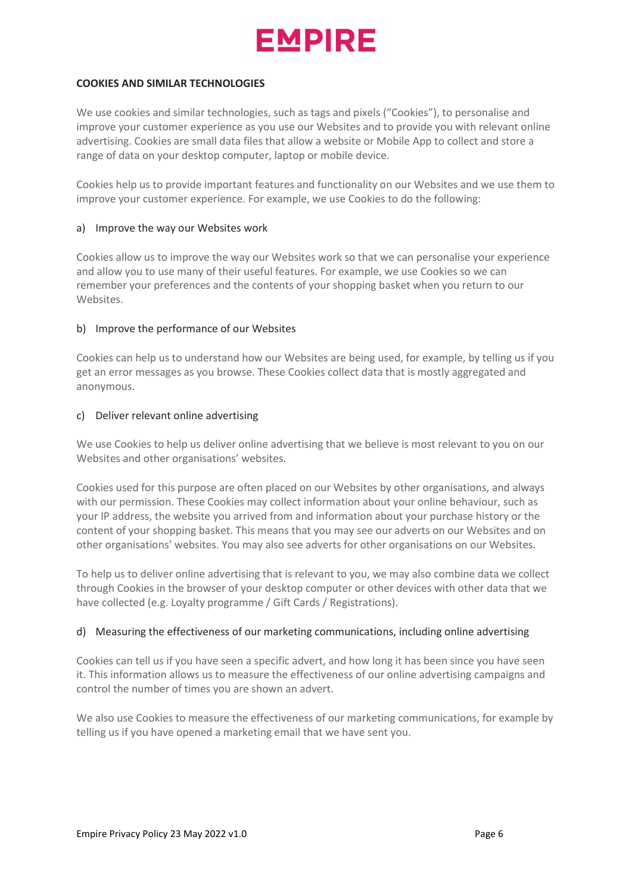## COOKIES AND SIMILAR TECHNOLOGIES

We use cookies and similar technologies, such as tags and pixels ("Cookies"), to personalise and improve your customer experience as you use our Websites and to provide you with relevant online advertising. Cookies are small data files that allow a website or Mobile App to collect and store a range of data on your desktop computer, laptop or mobile device.

Cookies help us to provide important features and functionality on our Websites and we use them to improve your customer experience. For example, we use Cookies to do the following:

### a) Improve the way our Websites work

Cookies allow us to improve the way our Websites work so that we can personalise your experience and allow you to use many of their useful features. For example, we use Cookies so we can remember your preferences and the contents of your shopping basket when you return to our Websites.

### b) Improve the performance of our Websites

Cookies can help us to understand how our Websites are being used, for example, by telling us if you get an error messages as you browse. These Cookies collect data that is mostly aggregated and anonymous.

### c) Deliver relevant online advertising

We use Cookies to help us deliver online advertising that we believe is most relevant to you on our Websites and other organisations' websites.

Cookies used for this purpose are often placed on our Websites by other organisations, and always with our permission. These Cookies may collect information about your online behaviour, such as your IP address, the website you arrived from and information about your purchase history or the content of your shopping basket. This means that you may see our adverts on our Websites and on other organisations' websites. You may also see adverts for other organisations on our Websites.

To help us to deliver online advertising that is relevant to you, we may also combine data we collect through Cookies in the browser of your desktop computer or other devices with other data that we have collected (e.g. Loyalty programme / Gift Cards / Registrations).

### d) Measuring the effectiveness of our marketing communications, including online advertising

Cookies can tell us if you have seen a specific advert, and how long it has been since you have seen it. This information allows us to measure the effectiveness of our online advertising campaigns and control the number of times you are shown an advert.

We also use Cookies to measure the effectiveness of our marketing communications, for example by telling us if you have opened a marketing email that we have sent you.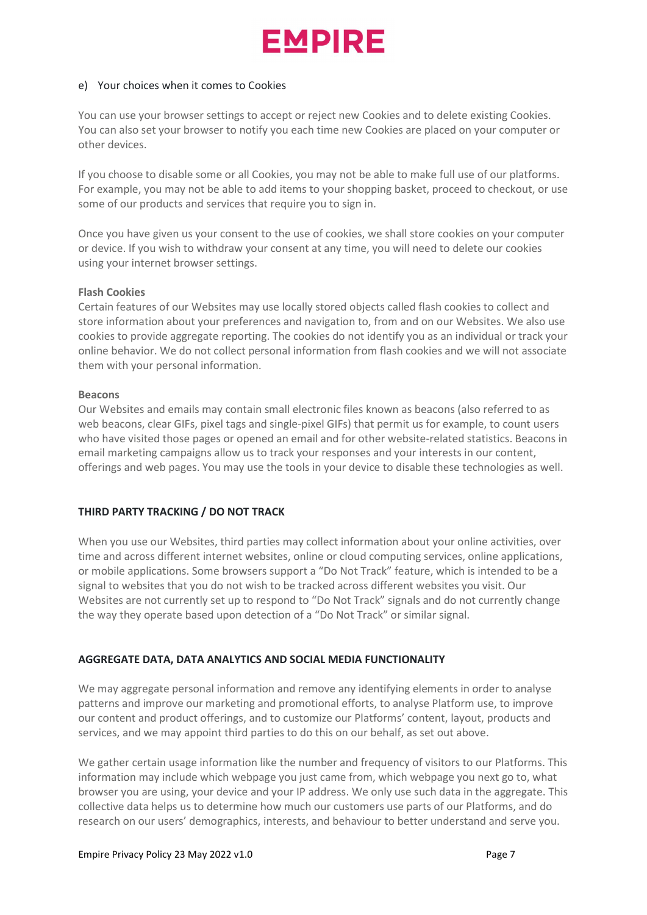e) Your choices when it comes to Cookies

You can use your browser settings to accept or reject new Cookies and to delete existing Cookies. You can also set your browser to notify you each time new Cookies are placed on your computer or other devices.

If you choose to disable some or all Cookies, you may not be able to make full use of our platforms. For example, you may not be able to add items to your shopping basket, proceed to checkout, or use some of our products and services that require you to sign in.

Once you have given us your consent to the use of cookies, we shall store cookies on your computer or device. If you wish to withdraw your consent at any time, you will need to delete our cookies using your internet browser settings.

**Flash Cookies**
Certain features of our Websites may use locally stored objects called flash cookies to collect and store information about your preferences and navigation to, from and on our Websites. We also use cookies to provide aggregate reporting. The cookies do not identify you as an individual or track your online behavior. We do not collect personal information from flash cookies and we will not associate them with your personal information.

**Beacons**
Our Websites and emails may contain small electronic files known as beacons (also referred to as web beacons, clear GIFs, pixel tags and single-pixel GIFs) that permit us for example, to count users who have visited those pages or opened an email and for other website-related statistics. Beacons in email marketing campaigns allow us to track your responses and your interests in our content, offerings and web pages. You may use the tools in your device to disable these technologies as well.

## THIRD PARTY TRACKING / DO NOT TRACK

When you use our Websites, third parties may collect information about your online activities, over time and across different internet websites, online or cloud computing services, online applications, or mobile applications. Some browsers support a "Do Not Track" feature, which is intended to be a signal to websites that you do not wish to be tracked across different websites you visit. Our Websites are not currently set up to respond to "Do Not Track" signals and do not currently change the way they operate based upon detection of a "Do Not Track" or similar signal.

## AGGREGATE DATA, DATA ANALYTICS AND SOCIAL MEDIA FUNCTIONALITY

We may aggregate personal information and remove any identifying elements in order to analyse patterns and improve our marketing and promotional efforts, to analyse Platform use, to improve our content and product offerings, and to customize our Platforms' content, layout, products and services, and we may appoint third parties to do this on our behalf, as set out above.

We gather certain usage information like the number and frequency of visitors to our Platforms. This information may include which webpage you just came from, which webpage you next go to, what browser you are using, your device and your IP address. We only use such data in the aggregate. This collective data helps us to determine how much our customers use parts of our Platforms, and do research on our users' demographics, interests, and behaviour to better understand and serve you.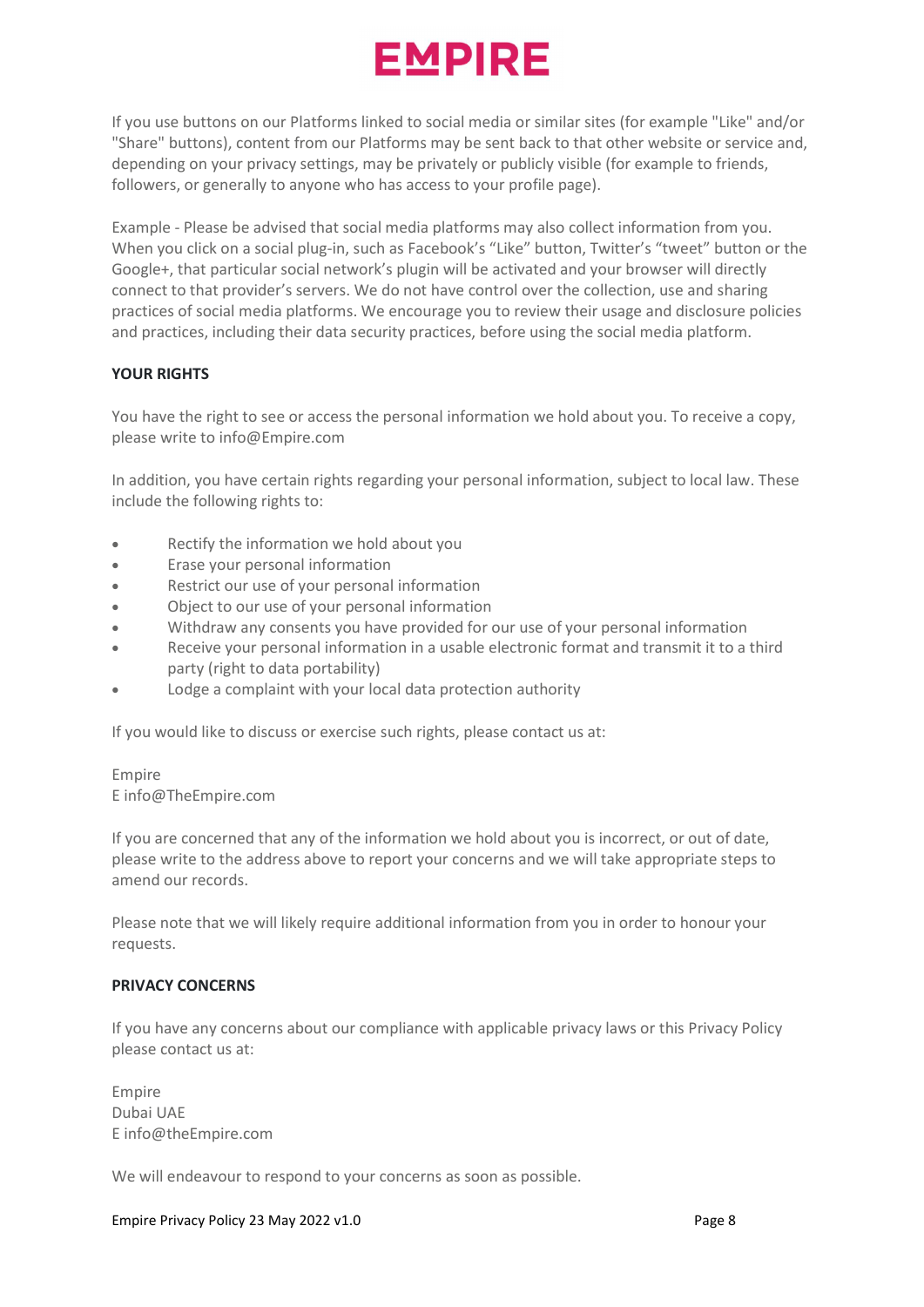If you use buttons on our Platforms linked to social media or similar sites (for example "Like" and/or "Share" buttons), content from our Platforms may be sent back to that other website or service and, depending on your privacy settings, may be privately or publicly visible (for example to friends, followers, or generally to anyone who has access to your profile page).

Example - Please be advised that social media platforms may also collect information from you. When you click on a social plug-in, such as Facebook's "Like" button, Twitter's "tweet" button or the Google+, that particular social network's plugin will be activated and your browser will directly connect to that provider's servers. We do not have control over the collection, use and sharing practices of social media platforms. We encourage you to review their usage and disclosure policies and practices, including their data security practices, before using the social media platform.

**YOUR RIGHTS**

You have the right to see or access the personal information we hold about you. To receive a copy, please write to info@Empire.com

In addition, you have certain rights regarding your personal information, subject to local law. These include the following rights to:

- Rectify the information we hold about you
- Erase your personal information
- Restrict our use of your personal information
- Object to our use of your personal information
- Withdraw any consents you have provided for our use of your personal information
- Receive your personal information in a usable electronic format and transmit it to a third party (right to data portability)
- Lodge a complaint with your local data protection authority

If you would like to discuss or exercise such rights, please contact us at:

Empire
E info@TheEmpire.com

If you are concerned that any of the information we hold about you is incorrect, or out of date, please write to the address above to report your concerns and we will take appropriate steps to amend our records.

Please note that we will likely require additional information from you in order to honour your requests.

**PRIVACY CONCERNS**

If you have any concerns about our compliance with applicable privacy laws or this Privacy Policy please contact us at:

Empire
Dubai UAE
E info@theEmpire.com

We will endeavour to respond to your concerns as soon as possible.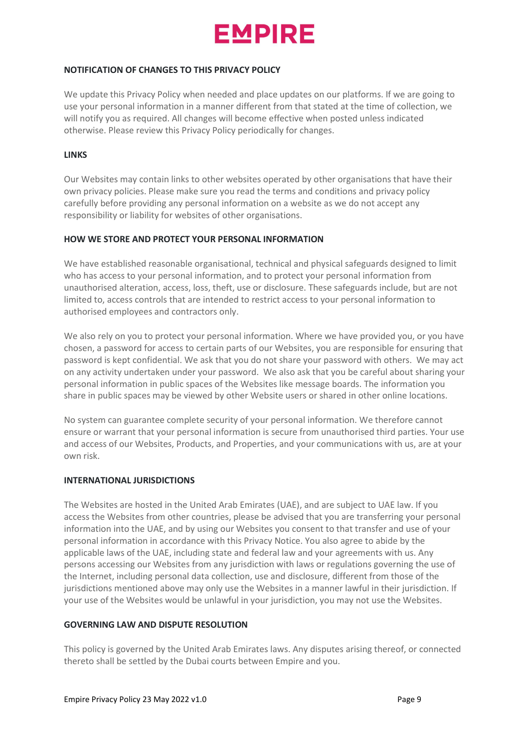## NOTIFICATION OF CHANGES TO THIS PRIVACY POLICY

We update this Privacy Policy when needed and place updates on our platforms. If we are going to use your personal information in a manner different from that stated at the time of collection, we will notify you as required. All changes will become effective when posted unless indicated otherwise. Please review this Privacy Policy periodically for changes.

## LINKS

Our Websites may contain links to other websites operated by other organisations that have their own privacy policies. Please make sure you read the terms and conditions and privacy policy carefully before providing any personal information on a website as we do not accept any responsibility or liability for websites of other organisations.

## HOW WE STORE AND PROTECT YOUR PERSONAL INFORMATION

We have established reasonable organisational, technical and physical safeguards designed to limit who has access to your personal information, and to protect your personal information from unauthorised alteration, access, loss, theft, use or disclosure. These safeguards include, but are not limited to, access controls that are intended to restrict access to your personal information to authorised employees and contractors only.

We also rely on you to protect your personal information. Where we have provided you, or you have chosen, a password for access to certain parts of our Websites, you are responsible for ensuring that password is kept confidential. We ask that you do not share your password with others. We may act on any activity undertaken under your password. We also ask that you be careful about sharing your personal information in public spaces of the Websites like message boards. The information you share in public spaces may be viewed by other Website users or shared in other online locations.

No system can guarantee complete security of your personal information. We therefore cannot ensure or warrant that your personal information is secure from unauthorised third parties. Your use and access of our Websites, Products, and Properties, and your communications with us, are at your own risk.

## INTERNATIONAL JURISDICTIONS

The Websites are hosted in the United Arab Emirates (UAE), and are subject to UAE law. If you access the Websites from other countries, please be advised that you are transferring your personal information into the UAE, and by using our Websites you consent to that transfer and use of your personal information in accordance with this Privacy Notice. You also agree to abide by the applicable laws of the UAE, including state and federal law and your agreements with us. Any persons accessing our Websites from any jurisdiction with laws or regulations governing the use of the Internet, including personal data collection, use and disclosure, different from those of the jurisdictions mentioned above may only use the Websites in a manner lawful in their jurisdiction. If your use of the Websites would be unlawful in your jurisdiction, you may not use the Websites.

## GOVERNING LAW AND DISPUTE RESOLUTION

This policy is governed by the United Arab Emirates laws. Any disputes arising thereof, or connected thereto shall be settled by the Dubai courts between Empire and you.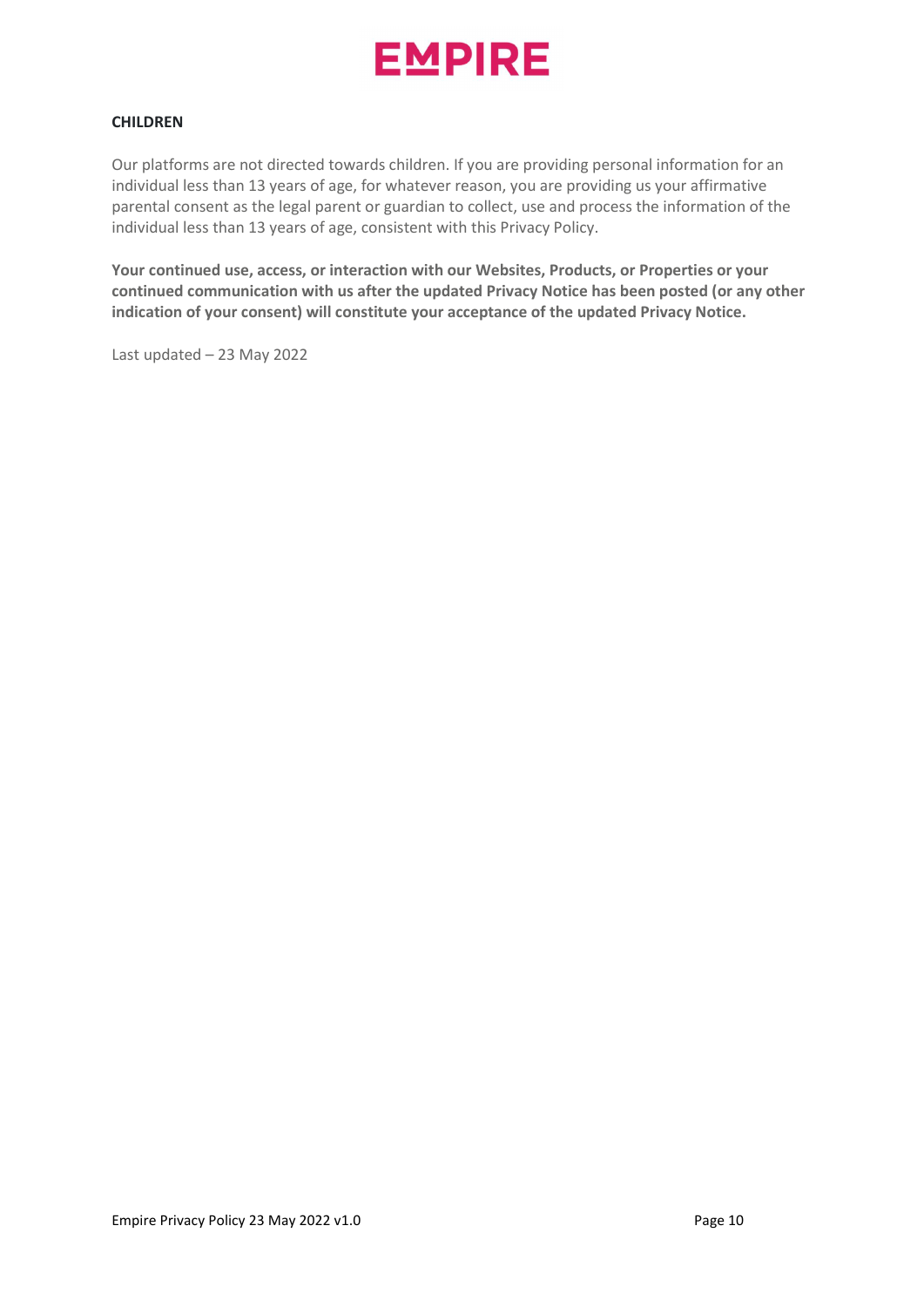**CHILDREN**

Our platforms are not directed towards children. If you are providing personal information for an individual less than 13 years of age, for whatever reason, you are providing us your affirmative parental consent as the legal parent or guardian to collect, use and process the information of the individual less than 13 years of age, consistent with this Privacy Policy.

**Your continued use, access, or interaction with our Websites, Products, or Properties or your continued communication with us after the updated Privacy Notice has been posted (or any other indication of your consent) will constitute your acceptance of the updated Privacy Notice.**

Last updated – 23 May 2022